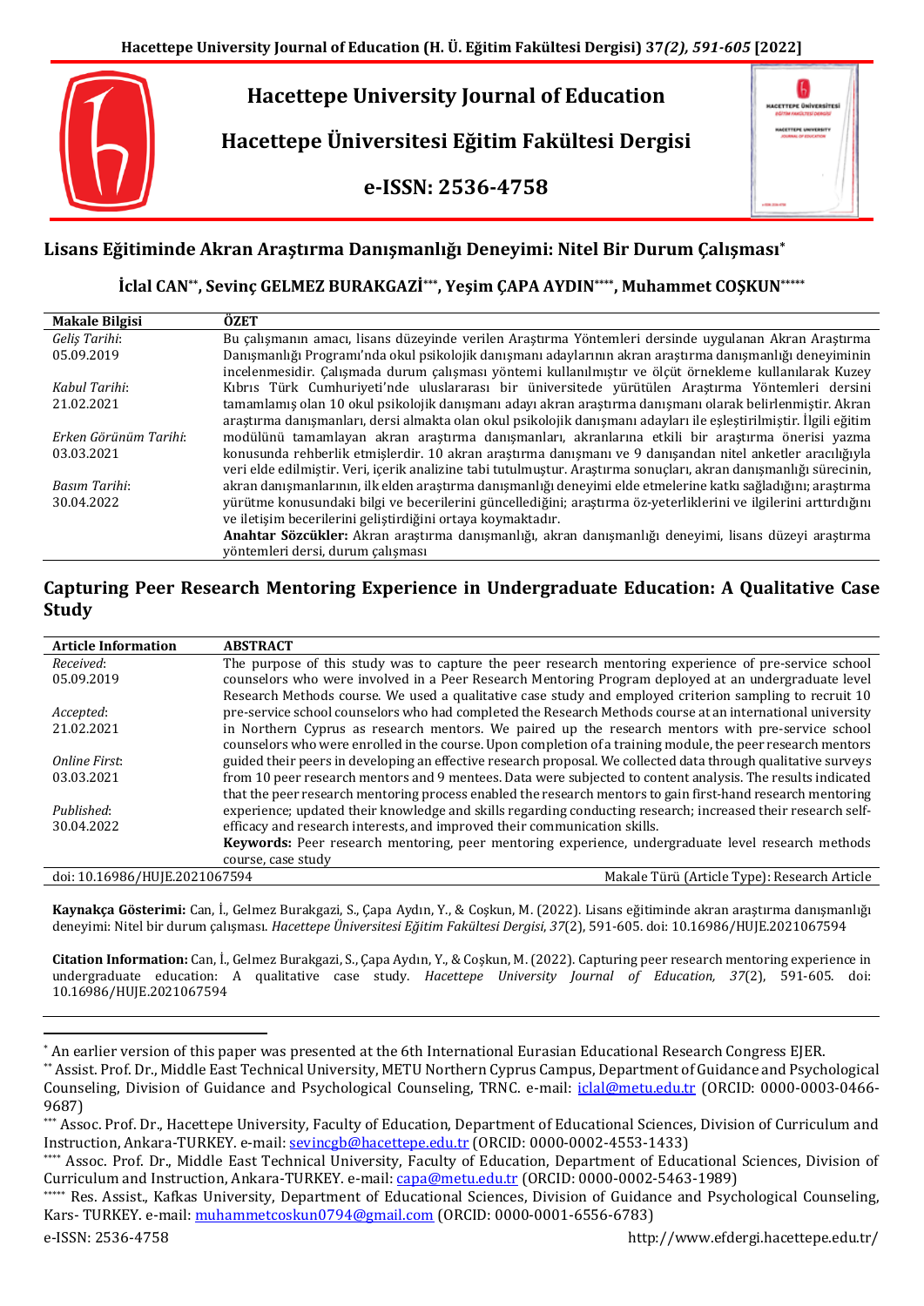# Hacettepe University Journal of Education

# Hacettepe Üniversitesi Eğitim Fakültesi Dergisi

# e-ISSN: 2536-4758

## Lisans Eğitiminde Akran Araştırma Danışmanlığı Deneyimi: Nitel Bir Durum Çalışması*

**İclal CAN**, Sevinç GELMEZ BURAKGAZİ***, Yeşim ÇAPA AYDIN****, Muhammet COŞKUN*****

| Makale Bilgisi | ÖZET |
|---|---|
| *Geliş Tarihi*: 05.09.2019<br>*Kabul Tarihi*: 21.02.2021<br>*Erken Görünüm Tarihi*: 03.03.2021<br>*Basım Tarihi*: 30.04.2022 | Bu çalışmanın amacı, lisans düzeyinde verilen Araştırma Yöntemleri dersinde uygulanan Akran Araştırma Danışmanlığı Programı'nda okul psikolojik danışmanı adaylarının akran araştırma danışmanlığı deneyiminin incelenmesidir. Çalışmada durum çalışması yöntemi kullanılmıştır ve ölçüt örnekleme kullanılarak Kuzey Kıbrıs Türk Cumhuriyeti'nde uluslararası bir üniversitede yürütülen Araştırma Yöntemleri dersini tamamlamış olan 10 okul psikolojik danışmanı adayı akran araştırma danışmanı olarak belirlenmiştir. Akran araştırma danışmanları, dersi almakta olan okul psikolojik danışmanı adayları ile eşleştirilmiştir. İlgili eğitim modülünü tamamlayan akran araştırma danışmanları, akranlarına etkili bir araştırma önerisi yazma konusunda rehberlik etmişlerdir. 10 akran araştırma danışmanı ve 9 danışandan nitel anketler aracılığıyla veri elde edilmiştir. Veri, içerik analizine tabi tutulmuştur. Araştırma sonuçları, akran danışmanlarının, ilk elden araştırma danışmanlığı deneyimi elde etmelerine katkı sağladığını; araştırma yürütme konusundaki bilgi ve becerilerini güncellediğini; araştırma öz-yeterliklerini ve ilgilerini arttırdığını ve iletişim becerilerini geliştirdiğini ortaya koymaktadır.<br>**Anahtar Sözcükler:** Akran araştırma danışmanlığı, akran danışmanlığı deneyimi, lisans düzeyi araştırma yöntemleri dersi, durum çalışması |

## Capturing Peer Research Mentoring Experience in Undergraduate Education: A Qualitative Case Study

| Article Information | ABSTRACT |
|---|---|
| *Received*: 05.09.2019<br>*Accepted*: 21.02.2021<br>*Online First*: 03.03.2021<br>*Published*: 30.04.2022 | The purpose of this study was to capture the peer research mentoring experience of pre-service school counselors who were involved in a Peer Research Mentoring Program deployed at an undergraduate level Research Methods course. We used a qualitative case study and employed criterion sampling to recruit 10 pre-service school counselors who had completed the Research Methods course at an international university in Northern Cyprus as research mentors. We paired up the research mentors with pre-service school counselors who were enrolled in the course. Upon completion of a training module, the peer research mentors guided their peers in developing an effective research proposal. We collected data through qualitative surveys from 10 peer research mentors and 9 mentees. Data were subjected to content analysis. The results indicated that the peer research mentoring process enabled the research mentors to gain first-hand research mentoring experience; updated their knowledge and skills regarding conducting research; increased their research self-efficacy and research interests, and improved their communication skills.<br>**Keywords:** Peer research mentoring, peer mentoring experience, undergraduate level research methods course, case study |

doi: 10.16986/HUJE.2021067594 — Makale Türü (Article Type): Research Article

**Kaynakça Gösterimi:** Can, İ., Gelmez Burakgazi, S., Çapa Aydın, Y., & Coşkun, M. (2022). Lisans eğitiminde akran araştırma danışmanlığı deneyimi: Nitel bir durum çalışması. *Hacettepe Üniversitesi Eğitim Fakültesi Dergisi*, *37*(2), 591-605. doi: 10.16986/HUJE.2021067594

**Citation Information:** Can, İ., Gelmez Burakgazi, S., Çapa Aydın, Y., & Coşkun, M. (2022). Capturing peer research mentoring experience in undergraduate education: A qualitative case study. *Hacettepe University Journal of Education, 37*(2), 591-605. doi: 10.16986/HUJE.2021067594

---

\* An earlier version of this paper was presented at the 6th International Eurasian Educational Research Congress EJER.

\*\* Assist. Prof. Dr., Middle East Technical University, METU Northern Cyprus Campus, Department of Guidance and Psychological Counseling, Division of Guidance and Psychological Counseling, TRNC. e-mail: iclal@metu.edu.tr (ORCID: 0000-0003-0466-9687)

\*\*\* Assoc. Prof. Dr., Hacettepe University, Faculty of Education, Department of Educational Sciences, Division of Curriculum and Instruction, Ankara-TURKEY. e-mail: sevincgb@hacettepe.edu.tr (ORCID: 0000-0002-4553-1433)

\*\*\*\* Assoc. Prof. Dr., Middle East Technical University, Faculty of Education, Department of Educational Sciences, Division of Curriculum and Instruction, Ankara-TURKEY. e-mail: capa@metu.edu.tr (ORCID: 0000-0002-5463-1989)

\*\*\*\*\* Res. Assist., Kafkas University, Department of Educational Sciences, Division of Guidance and Psychological Counseling, Kars- TURKEY. e-mail: muhammetcoskun0794@gmail.com (ORCID: 0000-0001-6556-6783)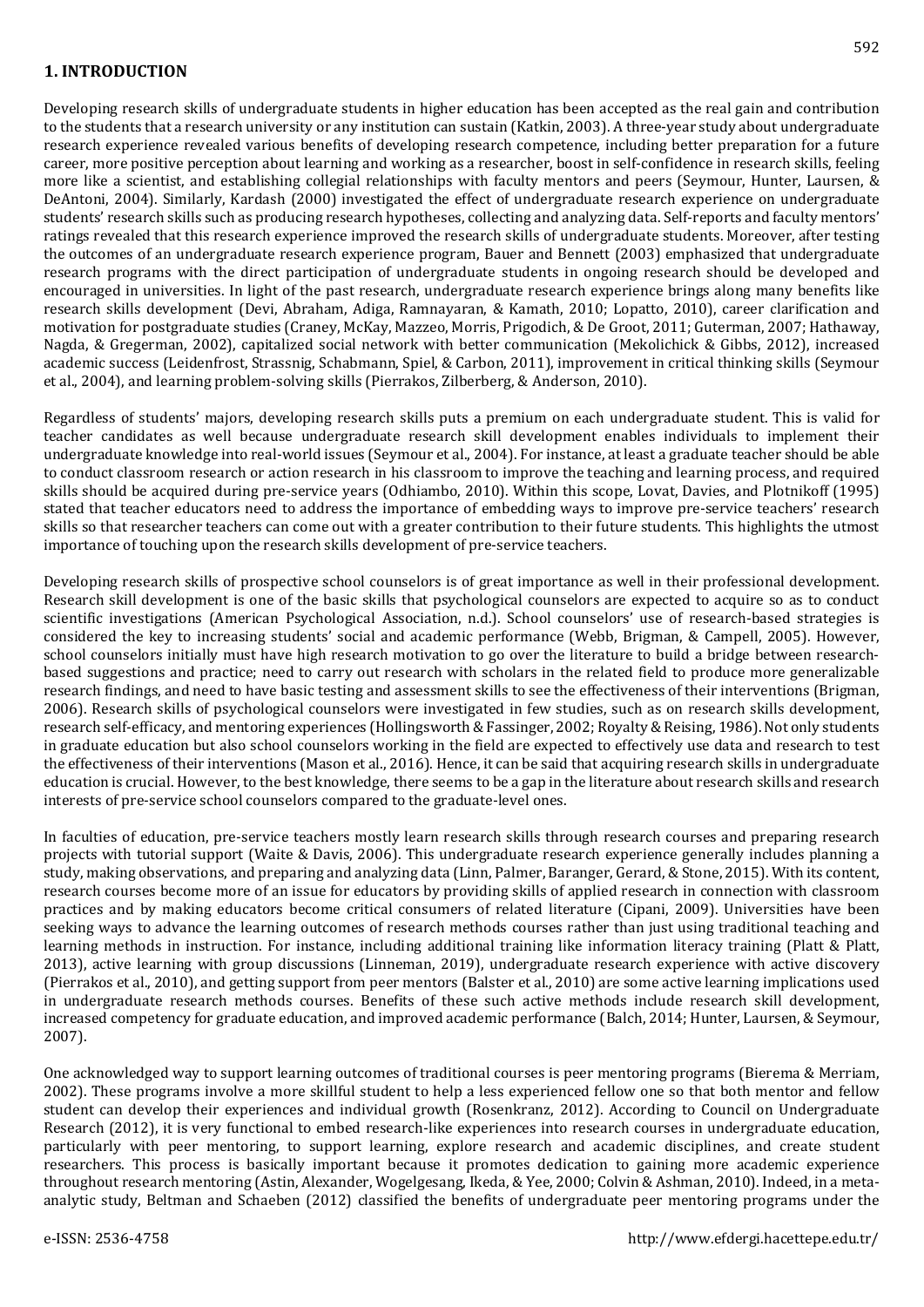## 1. INTRODUCTION

Developing research skills of undergraduate students in higher education has been accepted as the real gain and contribution to the students that a research university or any institution can sustain (Katkin, 2003). A three-year study about undergraduate research experience revealed various benefits of developing research competence, including better preparation for a future career, more positive perception about learning and working as a researcher, boost in self-confidence in research skills, feeling more like a scientist, and establishing collegial relationships with faculty mentors and peers (Seymour, Hunter, Laursen, & DeAntoni, 2004). Similarly, Kardash (2000) investigated the effect of undergraduate research experience on undergraduate students' research skills such as producing research hypotheses, collecting and analyzing data. Self-reports and faculty mentors' ratings revealed that this research experience improved the research skills of undergraduate students. Moreover, after testing the outcomes of an undergraduate research experience program, Bauer and Bennett (2003) emphasized that undergraduate research programs with the direct participation of undergraduate students in ongoing research should be developed and encouraged in universities. In light of the past research, undergraduate research experience brings along many benefits like research skills development (Devi, Abraham, Adiga, Ramnayaran, & Kamath, 2010; Lopatto, 2010), career clarification and motivation for postgraduate studies (Craney, McKay, Mazzeo, Morris, Prigodich, & De Groot, 2011; Guterman, 2007; Hathaway, Nagda, & Gregerman, 2002), capitalized social network with better communication (Mekolichick & Gibbs, 2012), increased academic success (Leidenfrost, Strassnig, Schabmann, Spiel, & Carbon, 2011), improvement in critical thinking skills (Seymour et al., 2004), and learning problem-solving skills (Pierrakos, Zilberberg, & Anderson, 2010).

Regardless of students' majors, developing research skills puts a premium on each undergraduate student. This is valid for teacher candidates as well because undergraduate research skill development enables individuals to implement their undergraduate knowledge into real-world issues (Seymour et al., 2004). For instance, at least a graduate teacher should be able to conduct classroom research or action research in his classroom to improve the teaching and learning process, and required skills should be acquired during pre-service years (Odhiambo, 2010). Within this scope, Lovat, Davies, and Plotnikoff (1995) stated that teacher educators need to address the importance of embedding ways to improve pre-service teachers' research skills so that researcher teachers can come out with a greater contribution to their future students. This highlights the utmost importance of touching upon the research skills development of pre-service teachers.

Developing research skills of prospective school counselors is of great importance as well in their professional development. Research skill development is one of the basic skills that psychological counselors are expected to acquire so as to conduct scientific investigations (American Psychological Association, n.d.). School counselors' use of research-based strategies is considered the key to increasing students' social and academic performance (Webb, Brigman, & Campell, 2005). However, school counselors initially must have high research motivation to go over the literature to build a bridge between research-based suggestions and practice; need to carry out research with scholars in the related field to produce more generalizable research findings, and need to have basic testing and assessment skills to see the effectiveness of their interventions (Brigman, 2006). Research skills of psychological counselors were investigated in few studies, such as on research skills development, research self-efficacy, and mentoring experiences (Hollingsworth & Fassinger, 2002; Royalty & Reising, 1986). Not only students in graduate education but also school counselors working in the field are expected to effectively use data and research to test the effectiveness of their interventions (Mason et al., 2016). Hence, it can be said that acquiring research skills in undergraduate education is crucial. However, to the best knowledge, there seems to be a gap in the literature about research skills and research interests of pre-service school counselors compared to the graduate-level ones.

In faculties of education, pre-service teachers mostly learn research skills through research courses and preparing research projects with tutorial support (Waite & Davis, 2006). This undergraduate research experience generally includes planning a study, making observations, and preparing and analyzing data (Linn, Palmer, Baranger, Gerard, & Stone, 2015). With its content, research courses become more of an issue for educators by providing skills of applied research in connection with classroom practices and by making educators become critical consumers of related literature (Cipani, 2009). Universities have been seeking ways to advance the learning outcomes of research methods courses rather than just using traditional teaching and learning methods in instruction. For instance, including additional training like information literacy training (Platt & Platt, 2013), active learning with group discussions (Linneman, 2019), undergraduate research experience with active discovery (Pierrakos et al., 2010), and getting support from peer mentors (Balster et al., 2010) are some active learning implications used in undergraduate research methods courses. Benefits of these such active methods include research skill development, increased competency for graduate education, and improved academic performance (Balch, 2014; Hunter, Laursen, & Seymour, 2007).

One acknowledged way to support learning outcomes of traditional courses is peer mentoring programs (Bierema & Merriam, 2002). These programs involve a more skillful student to help a less experienced fellow one so that both mentor and fellow student can develop their experiences and individual growth (Rosenkranz, 2012). According to Council on Undergraduate Research (2012), it is very functional to embed research-like experiences into research courses in undergraduate education, particularly with peer mentoring, to support learning, explore research and academic disciplines, and create student researchers. This process is basically important because it promotes dedication to gaining more academic experience throughout research mentoring (Astin, Alexander, Wogelgesang, Ikeda, & Yee, 2000; Colvin & Ashman, 2010). Indeed, in a meta-analytic study, Beltman and Schaeben (2012) classified the benefits of undergraduate peer mentoring programs under the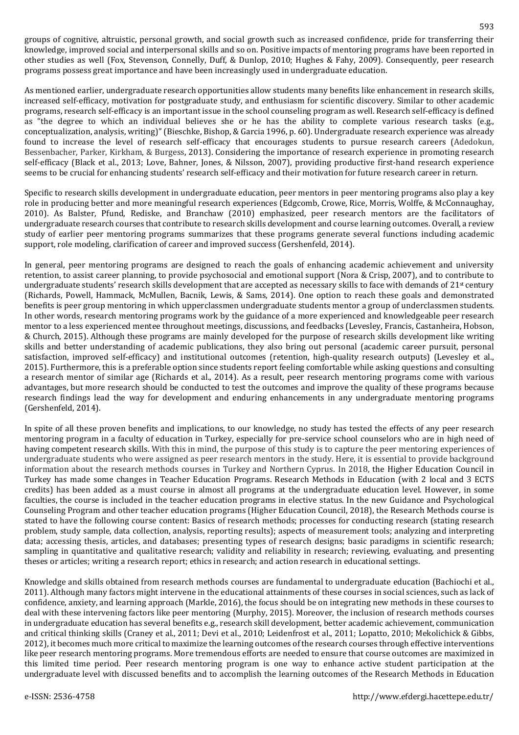groups of cognitive, altruistic, personal growth, and social growth such as increased confidence, pride for transferring their knowledge, improved social and interpersonal skills and so on. Positive impacts of mentoring programs have been reported in other studies as well (Fox, Stevenson, Connelly, Duff, & Dunlop, 2010; Hughes & Fahy, 2009). Consequently, peer research programs possess great importance and have been increasingly used in undergraduate education.

As mentioned earlier, undergraduate research opportunities allow students many benefits like enhancement in research skills, increased self-efficacy, motivation for postgraduate study, and enthusiasm for scientific discovery. Similar to other academic programs, research self-efficacy is an important issue in the school counseling program as well. Research self-efficacy is defined as "the degree to which an individual believes she or he has the ability to complete various research tasks (e.g., conceptualization, analysis, writing)" (Bieschke, Bishop, & Garcia 1996, p. 60). Undergraduate research experience was already found to increase the level of research self-efficacy that encourages students to pursue research careers (Adedokun, Bessenbacher, Parker, Kirkham, & Burgess, 2013). Considering the importance of research experience in promoting research self-efficacy (Black et al., 2013; Love, Bahner, Jones, & Nilsson, 2007), providing productive first-hand research experience seems to be crucial for enhancing students' research self-efficacy and their motivation for future research career in return.

Specific to research skills development in undergraduate education, peer mentors in peer mentoring programs also play a key role in producing better and more meaningful research experiences (Edgcomb, Crowe, Rice, Morris, Wolffe, & McConnaughay, 2010). As Balster, Pfund, Rediske, and Branchaw (2010) emphasized, peer research mentors are the facilitators of undergraduate research courses that contribute to research skills development and course learning outcomes. Overall, a review study of earlier peer mentoring programs summarizes that these programs generate several functions including academic support, role modeling, clarification of career and improved success (Gershenfeld, 2014).

In general, peer mentoring programs are designed to reach the goals of enhancing academic achievement and university retention, to assist career planning, to provide psychosocial and emotional support (Nora & Crisp, 2007), and to contribute to undergraduate students' research skills development that are accepted as necessary skills to face with demands of 21st century (Richards, Powell, Hammack, McMullen, Bacnik, Lewis, & Sams, 2014). One option to reach these goals and demonstrated benefits is peer group mentoring in which upperclassmen undergraduate students mentor a group of underclassmen students. In other words, research mentoring programs work by the guidance of a more experienced and knowledgeable peer research mentor to a less experienced mentee throughout meetings, discussions, and feedbacks (Levesley, Francis, Castanheira, Hobson, & Church, 2015). Although these programs are mainly developed for the purpose of research skills development like writing skills and better understanding of academic publications, they also bring out personal (academic career pursuit, personal satisfaction, improved self-efficacy) and institutional outcomes (retention, high-quality research outputs) (Levesley et al., 2015). Furthermore, this is a preferable option since students report feeling comfortable while asking questions and consulting a research mentor of similar age (Richards et al., 2014). As a result, peer research mentoring programs come with various advantages, but more research should be conducted to test the outcomes and improve the quality of these programs because research findings lead the way for development and enduring enhancements in any undergraduate mentoring programs (Gershenfeld, 2014).

In spite of all these proven benefits and implications, to our knowledge, no study has tested the effects of any peer research mentoring program in a faculty of education in Turkey, especially for pre-service school counselors who are in high need of having competent research skills. With this in mind, the purpose of this study is to capture the peer mentoring experiences of undergraduate students who were assigned as peer research mentors in the study. Here, it is essential to provide background information about the research methods courses in Turkey and Northern Cyprus. In 2018, the Higher Education Council in Turkey has made some changes in Teacher Education Programs. Research Methods in Education (with 2 local and 3 ECTS credits) has been added as a must course in almost all programs at the undergraduate education level. However, in some faculties, the course is included in the teacher education programs in elective status. In the new Guidance and Psychological Counseling Program and other teacher education programs (Higher Education Council, 2018), the Research Methods course is stated to have the following course content: Basics of research methods; processes for conducting research (stating research problem, study sample, data collection, analysis, reporting results); aspects of measurement tools; analyzing and interpreting data; accessing thesis, articles, and databases; presenting types of research designs; basic paradigms in scientific research; sampling in quantitative and qualitative research; validity and reliability in research; reviewing, evaluating, and presenting theses or articles; writing a research report; ethics in research; and action research in educational settings.

Knowledge and skills obtained from research methods courses are fundamental to undergraduate education (Bachiochi et al., 2011). Although many factors might intervene in the educational attainments of these courses in social sciences, such as lack of confidence, anxiety, and learning approach (Markle, 2016), the focus should be on integrating new methods in these courses to deal with these intervening factors like peer mentoring (Murphy, 2015). Moreover, the inclusion of research methods courses in undergraduate education has several benefits e.g., research skill development, better academic achievement, communication and critical thinking skills (Craney et al., 2011; Devi et al., 2010; Leidenfrost et al., 2011; Lopatto, 2010; Mekolichick & Gibbs, 2012), it becomes much more critical to maximize the learning outcomes of the research courses through effective interventions like peer research mentoring programs. More tremendous efforts are needed to ensure that course outcomes are maximized in this limited time period. Peer research mentoring program is one way to enhance active student participation at the undergraduate level with discussed benefits and to accomplish the learning outcomes of the Research Methods in Education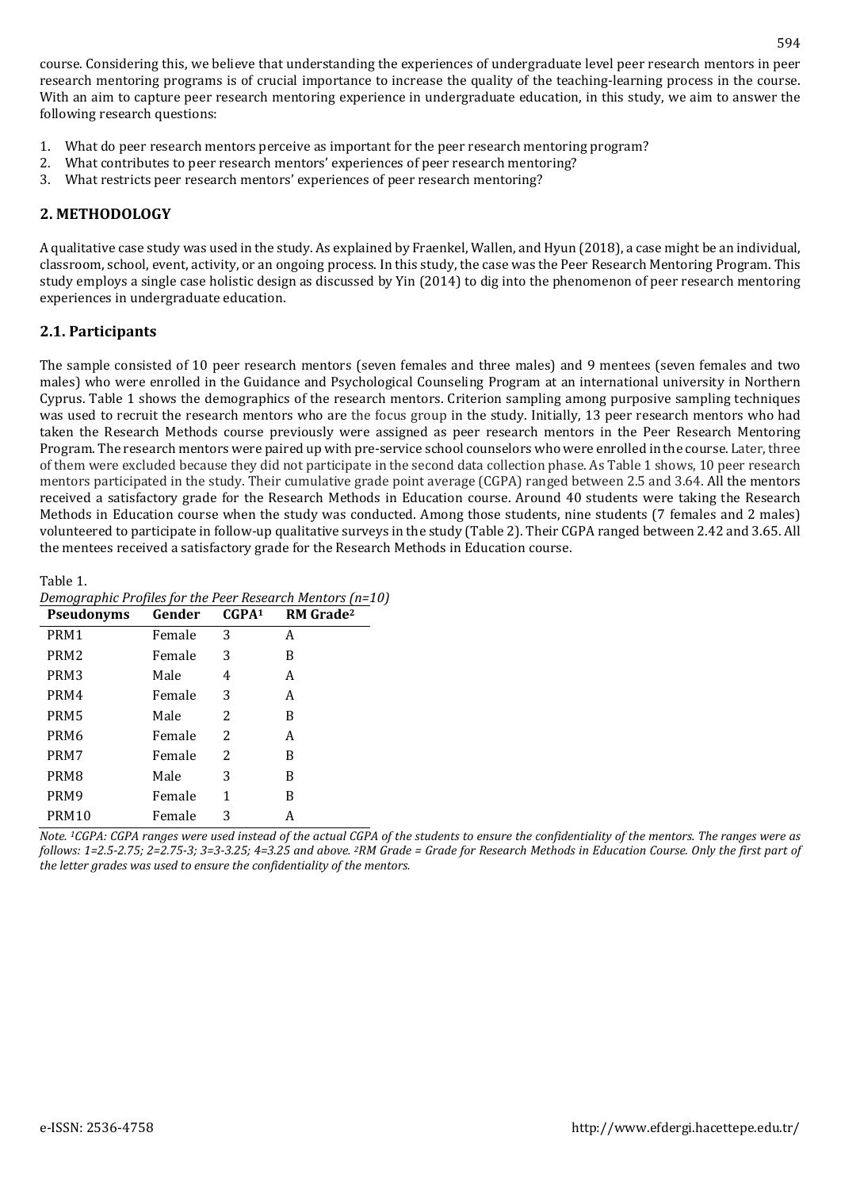course. Considering this, we believe that understanding the experiences of undergraduate level peer research mentors in peer research mentoring programs is of crucial importance to increase the quality of the teaching-learning process in the course. With an aim to capture peer research mentoring experience in undergraduate education, in this study, we aim to answer the following research questions:

1. What do peer research mentors perceive as important for the peer research mentoring program?
2. What contributes to peer research mentors' experiences of peer research mentoring?
3. What restricts peer research mentors' experiences of peer research mentoring?

## 2. METHODOLOGY

A qualitative case study was used in the study. As explained by Fraenkel, Wallen, and Hyun (2018), a case might be an individual, classroom, school, event, activity, or an ongoing process. In this study, the case was the Peer Research Mentoring Program. This study employs a single case holistic design as discussed by Yin (2014) to dig into the phenomenon of peer research mentoring experiences in undergraduate education.

### 2.1. Participants

The sample consisted of 10 peer research mentors (seven females and three males) and 9 mentees (seven females and two males) who were enrolled in the Guidance and Psychological Counseling Program at an international university in Northern Cyprus. Table 1 shows the demographics of the research mentors. Criterion sampling among purposive sampling techniques was used to recruit the research mentors who are the focus group in the study. Initially, 13 peer research mentors who had taken the Research Methods course previously were assigned as peer research mentors in the Peer Research Mentoring Program. The research mentors were paired up with pre-service school counselors who were enrolled in the course. Later, three of them were excluded because they did not participate in the second data collection phase. As Table 1 shows, 10 peer research mentors participated in the study. Their cumulative grade point average (CGPA) ranged between 2.5 and 3.64. All the mentors received a satisfactory grade for the Research Methods in Education course. Around 40 students were taking the Research Methods in Education course when the study was conducted. Among those students, nine students (7 females and 2 males) volunteered to participate in follow-up qualitative surveys in the study (Table 2). Their CGPA ranged between 2.42 and 3.65. All the mentees received a satisfactory grade for the Research Methods in Education course.

Table 1.
*Demographic Profiles for the Peer Research Mentors (n=10)*

| Pseudonyms | Gender | CGPA[1] | RM Grade[2] |
|---|---|---|---|
| PRM1 | Female | 3 | A |
| PRM2 | Female | 3 | B |
| PRM3 | Male | 4 | A |
| PRM4 | Female | 3 | A |
| PRM5 | Male | 2 | B |
| PRM6 | Female | 2 | A |
| PRM7 | Female | 2 | B |
| PRM8 | Male | 3 | B |
| PRM9 | Female | 1 | B |
| PRM10 | Female | 3 | A |

*Note. [1]CGPA: CGPA ranges were used instead of the actual CGPA of the students to ensure the confidentiality of the mentors. The ranges were as follows: 1=2.5-2.75; 2=2.75-3; 3=3-3.25; 4=3.25 and above. [2]RM Grade = Grade for Research Methods in Education Course. Only the first part of the letter grades was used to ensure the confidentiality of the mentors.*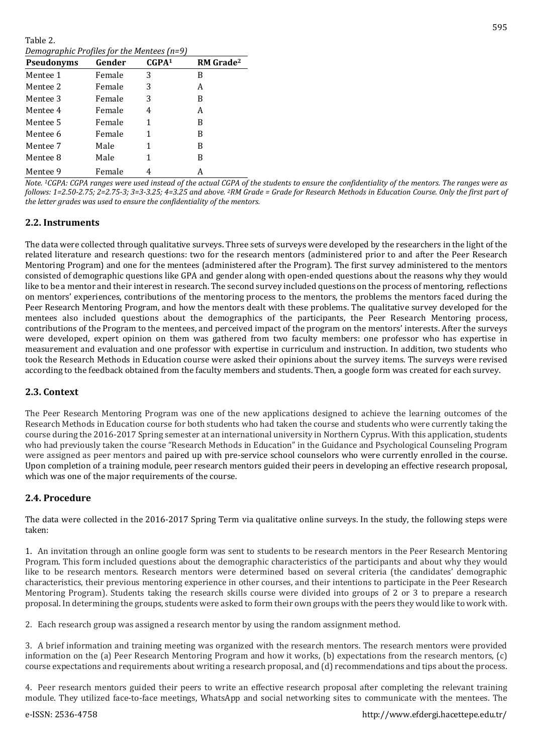Table 2.
*Demographic Profiles for the Mentees (n=9)*

| Pseudonyms | Gender | CGPA[1] | RM Grade[2] |
|---|---|---|---|
| Mentee 1 | Female | 3 | B |
| Mentee 2 | Female | 3 | A |
| Mentee 3 | Female | 3 | B |
| Mentee 4 | Female | 4 | A |
| Mentee 5 | Female | 1 | B |
| Mentee 6 | Female | 1 | B |
| Mentee 7 | Male | 1 | B |
| Mentee 8 | Male | 1 | B |
| Mentee 9 | Female | 4 | A |

*Note. [1]CGPA: CGPA ranges were used instead of the actual CGPA of the students to ensure the confidentiality of the mentors. The ranges were as follows: 1=2.50-2.75; 2=2.75-3; 3=3-3.25; 4=3.25 and above. [2]RM Grade = Grade for Research Methods in Education Course. Only the first part of the letter grades was used to ensure the confidentiality of the mentors.*

## 2.2. Instruments

The data were collected through qualitative surveys. Three sets of surveys were developed by the researchers in the light of the related literature and research questions: two for the research mentors (administered prior to and after the Peer Research Mentoring Program) and one for the mentees (administered after the Program). The first survey administered to the mentors consisted of demographic questions like GPA and gender along with open-ended questions about the reasons why they would like to be a mentor and their interest in research. The second survey included questions on the process of mentoring, reflections on mentors' experiences, contributions of the mentoring process to the mentors, the problems the mentors faced during the Peer Research Mentoring Program, and how the mentors dealt with these problems. The qualitative survey developed for the mentees also included questions about the demographics of the participants, the Peer Research Mentoring process, contributions of the Program to the mentees, and perceived impact of the program on the mentors' interests. After the surveys were developed, expert opinion on them was gathered from two faculty members: one professor who has expertise in measurement and evaluation and one professor with expertise in curriculum and instruction. In addition, two students who took the Research Methods in Education course were asked their opinions about the survey items. The surveys were revised according to the feedback obtained from the faculty members and students. Then, a google form was created for each survey.

## 2.3. Context

The Peer Research Mentoring Program was one of the new applications designed to achieve the learning outcomes of the Research Methods in Education course for both students who had taken the course and students who were currently taking the course during the 2016-2017 Spring semester at an international university in Northern Cyprus. With this application, students who had previously taken the course "Research Methods in Education" in the Guidance and Psychological Counseling Program were assigned as peer mentors and paired up with pre-service school counselors who were currently enrolled in the course. Upon completion of a training module, peer research mentors guided their peers in developing an effective research proposal, which was one of the major requirements of the course.

## 2.4. Procedure

The data were collected in the 2016-2017 Spring Term via qualitative online surveys. In the study, the following steps were taken:

1. An invitation through an online google form was sent to students to be research mentors in the Peer Research Mentoring Program. This form included questions about the demographic characteristics of the participants and about why they would like to be research mentors. Research mentors were determined based on several criteria (the candidates' demographic characteristics, their previous mentoring experience in other courses, and their intentions to participate in the Peer Research Mentoring Program). Students taking the research skills course were divided into groups of 2 or 3 to prepare a research proposal. In determining the groups, students were asked to form their own groups with the peers they would like to work with.

2. Each research group was assigned a research mentor by using the random assignment method.

3. A brief information and training meeting was organized with the research mentors. The research mentors were provided information on the (a) Peer Research Mentoring Program and how it works, (b) expectations from the research mentors, (c) course expectations and requirements about writing a research proposal, and (d) recommendations and tips about the process.

4. Peer research mentors guided their peers to write an effective research proposal after completing the relevant training module. They utilized face-to-face meetings, WhatsApp and social networking sites to communicate with the mentees. The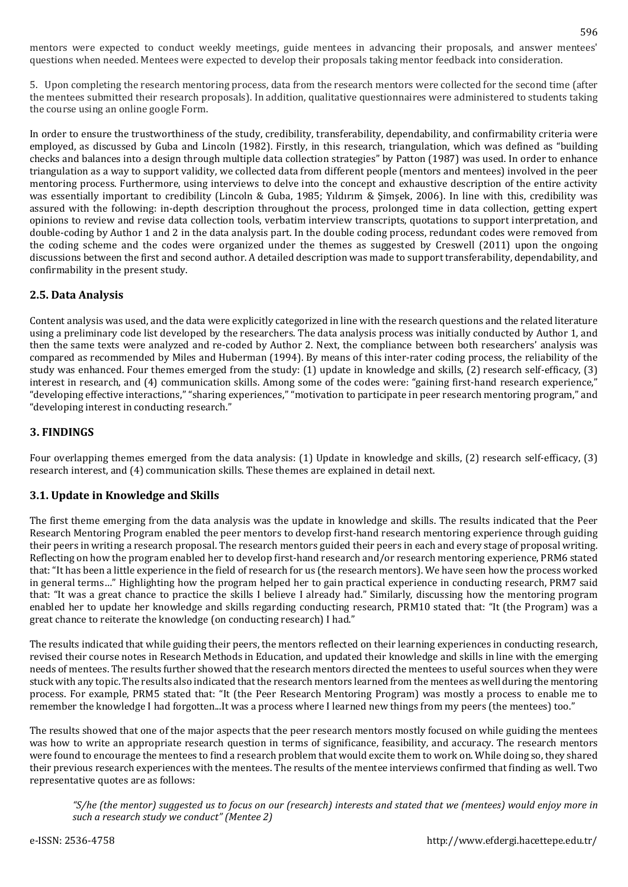mentors were expected to conduct weekly meetings, guide mentees in advancing their proposals, and answer mentees' questions when needed. Mentees were expected to develop their proposals taking mentor feedback into consideration.

5. Upon completing the research mentoring process, data from the research mentors were collected for the second time (after the mentees submitted their research proposals). In addition, qualitative questionnaires were administered to students taking the course using an online google Form.

In order to ensure the trustworthiness of the study, credibility, transferability, dependability, and confirmability criteria were employed, as discussed by Guba and Lincoln (1982). Firstly, in this research, triangulation, which was defined as "building checks and balances into a design through multiple data collection strategies" by Patton (1987) was used. In order to enhance triangulation as a way to support validity, we collected data from different people (mentors and mentees) involved in the peer mentoring process. Furthermore, using interviews to delve into the concept and exhaustive description of the entire activity was essentially important to credibility (Lincoln & Guba, 1985; Yıldırım & Şimşek, 2006). In line with this, credibility was assured with the following: in-depth description throughout the process, prolonged time in data collection, getting expert opinions to review and revise data collection tools, verbatim interview transcripts, quotations to support interpretation, and double-coding by Author 1 and 2 in the data analysis part. In the double coding process, redundant codes were removed from the coding scheme and the codes were organized under the themes as suggested by Creswell (2011) upon the ongoing discussions between the first and second author. A detailed description was made to support transferability, dependability, and confirmability in the present study.

## 2.5. Data Analysis

Content analysis was used, and the data were explicitly categorized in line with the research questions and the related literature using a preliminary code list developed by the researchers. The data analysis process was initially conducted by Author 1, and then the same texts were analyzed and re-coded by Author 2. Next, the compliance between both researchers' analysis was compared as recommended by Miles and Huberman (1994). By means of this inter-rater coding process, the reliability of the study was enhanced. Four themes emerged from the study: (1) update in knowledge and skills, (2) research self-efficacy, (3) interest in research, and (4) communication skills. Among some of the codes were: "gaining first-hand research experience," "developing effective interactions," "sharing experiences," "motivation to participate in peer research mentoring program," and "developing interest in conducting research."

# 3. FINDINGS

Four overlapping themes emerged from the data analysis: (1) Update in knowledge and skills, (2) research self-efficacy, (3) research interest, and (4) communication skills. These themes are explained in detail next.

## 3.1. Update in Knowledge and Skills

The first theme emerging from the data analysis was the update in knowledge and skills. The results indicated that the Peer Research Mentoring Program enabled the peer mentors to develop first-hand research mentoring experience through guiding their peers in writing a research proposal. The research mentors guided their peers in each and every stage of proposal writing. Reflecting on how the program enabled her to develop first-hand research and/or research mentoring experience, PRM6 stated that: "It has been a little experience in the field of research for us (the research mentors). We have seen how the process worked in general terms…" Highlighting how the program helped her to gain practical experience in conducting research, PRM7 said that: "It was a great chance to practice the skills I believe I already had." Similarly, discussing how the mentoring program enabled her to update her knowledge and skills regarding conducting research, PRM10 stated that: "It (the Program) was a great chance to reiterate the knowledge (on conducting research) I had."

The results indicated that while guiding their peers, the mentors reflected on their learning experiences in conducting research, revised their course notes in Research Methods in Education, and updated their knowledge and skills in line with the emerging needs of mentees. The results further showed that the research mentors directed the mentees to useful sources when they were stuck with any topic. The results also indicated that the research mentors learned from the mentees as well during the mentoring process. For example, PRM5 stated that: "It (the Peer Research Mentoring Program) was mostly a process to enable me to remember the knowledge I had forgotten...It was a process where I learned new things from my peers (the mentees) too."

The results showed that one of the major aspects that the peer research mentors mostly focused on while guiding the mentees was how to write an appropriate research question in terms of significance, feasibility, and accuracy. The research mentors were found to encourage the mentees to find a research problem that would excite them to work on. While doing so, they shared their previous research experiences with the mentees. The results of the mentee interviews confirmed that finding as well. Two representative quotes are as follows:

> *"S/he (the mentor) suggested us to focus on our (research) interests and stated that we (mentees) would enjoy more in such a research study we conduct" (Mentee 2)*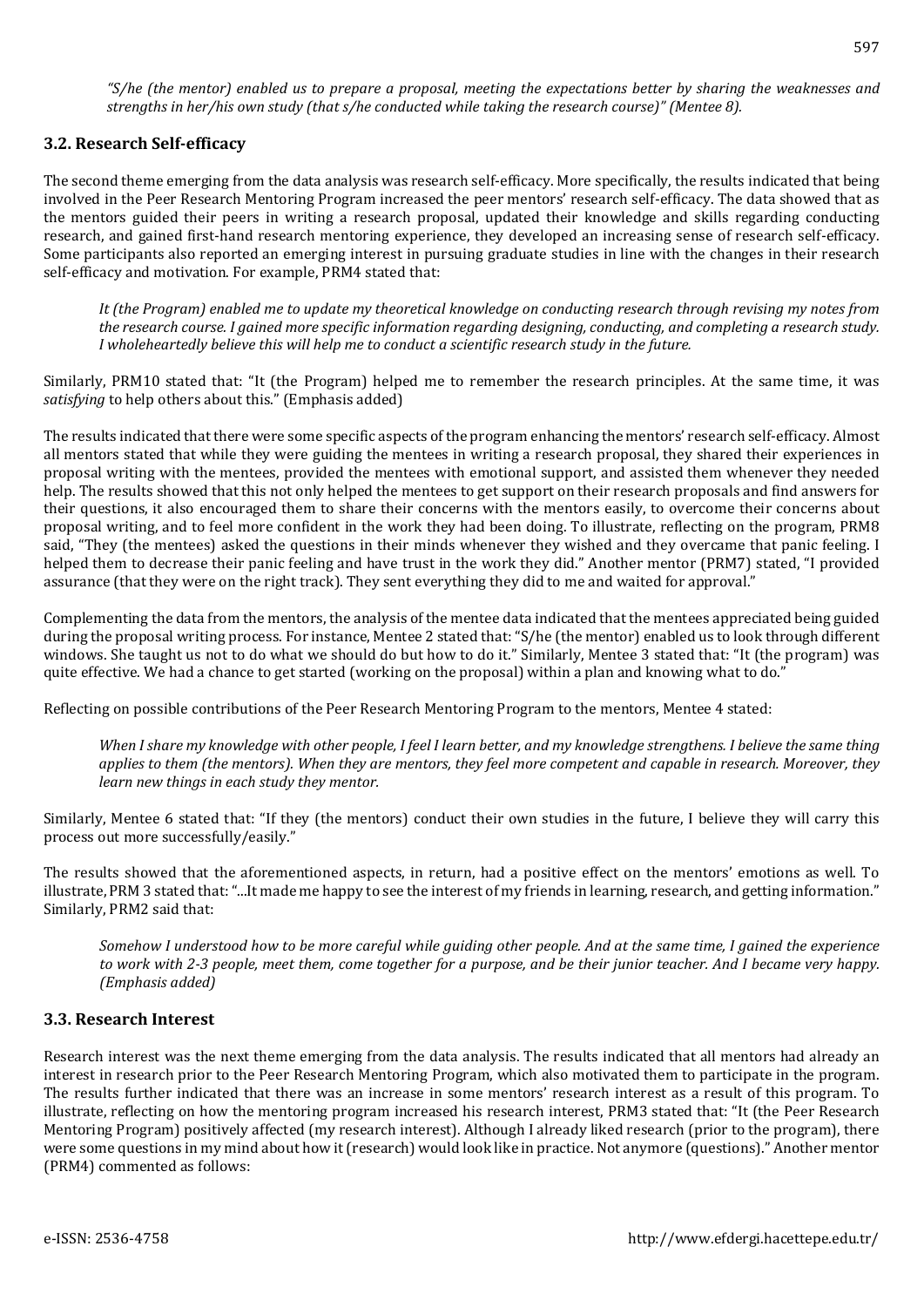*"S/he (the mentor) enabled us to prepare a proposal, meeting the expectations better by sharing the weaknesses and strengths in her/his own study (that s/he conducted while taking the research course)" (Mentee 8).*

## 3.2. Research Self-efficacy

The second theme emerging from the data analysis was research self-efficacy. More specifically, the results indicated that being involved in the Peer Research Mentoring Program increased the peer mentors' research self-efficacy. The data showed that as the mentors guided their peers in writing a research proposal, updated their knowledge and skills regarding conducting research, and gained first-hand research mentoring experience, they developed an increasing sense of research self-efficacy. Some participants also reported an emerging interest in pursuing graduate studies in line with the changes in their research self-efficacy and motivation. For example, PRM4 stated that:

> *It (the Program) enabled me to update my theoretical knowledge on conducting research through revising my notes from the research course. I gained more specific information regarding designing, conducting, and completing a research study. I wholeheartedly believe this will help me to conduct a scientific research study in the future.*

Similarly, PRM10 stated that: "It (the Program) helped me to remember the research principles. At the same time, it was *satisfying* to help others about this." (Emphasis added)

The results indicated that there were some specific aspects of the program enhancing the mentors' research self-efficacy. Almost all mentors stated that while they were guiding the mentees in writing a research proposal, they shared their experiences in proposal writing with the mentees, provided the mentees with emotional support, and assisted them whenever they needed help. The results showed that this not only helped the mentees to get support on their research proposals and find answers for their questions, it also encouraged them to share their concerns with the mentors easily, to overcome their concerns about proposal writing, and to feel more confident in the work they had been doing. To illustrate, reflecting on the program, PRM8 said, "They (the mentees) asked the questions in their minds whenever they wished and they overcame that panic feeling. I helped them to decrease their panic feeling and have trust in the work they did." Another mentor (PRM7) stated, "I provided assurance (that they were on the right track). They sent everything they did to me and waited for approval."

Complementing the data from the mentors, the analysis of the mentee data indicated that the mentees appreciated being guided during the proposal writing process. For instance, Mentee 2 stated that: "S/he (the mentor) enabled us to look through different windows. She taught us not to do what we should do but how to do it." Similarly, Mentee 3 stated that: "It (the program) was quite effective. We had a chance to get started (working on the proposal) within a plan and knowing what to do."

Reflecting on possible contributions of the Peer Research Mentoring Program to the mentors, Mentee 4 stated:

> *When I share my knowledge with other people, I feel I learn better, and my knowledge strengthens. I believe the same thing applies to them (the mentors). When they are mentors, they feel more competent and capable in research. Moreover, they learn new things in each study they mentor.*

Similarly, Mentee 6 stated that: "If they (the mentors) conduct their own studies in the future, I believe they will carry this process out more successfully/easily."

The results showed that the aforementioned aspects, in return, had a positive effect on the mentors' emotions as well. To illustrate, PRM 3 stated that: "…It made me happy to see the interest of my friends in learning, research, and getting information." Similarly, PRM2 said that:

> *Somehow I understood how to be more careful while guiding other people. And at the same time, I gained the experience to work with 2-3 people, meet them, come together for a purpose, and be their junior teacher. And I became very happy. (Emphasis added)*

## 3.3. Research Interest

Research interest was the next theme emerging from the data analysis. The results indicated that all mentors had already an interest in research prior to the Peer Research Mentoring Program, which also motivated them to participate in the program. The results further indicated that there was an increase in some mentors' research interest as a result of this program. To illustrate, reflecting on how the mentoring program increased his research interest, PRM3 stated that: "It (the Peer Research Mentoring Program) positively affected (my research interest). Although I already liked research (prior to the program), there were some questions in my mind about how it (research) would look like in practice. Not anymore (questions)." Another mentor (PRM4) commented as follows: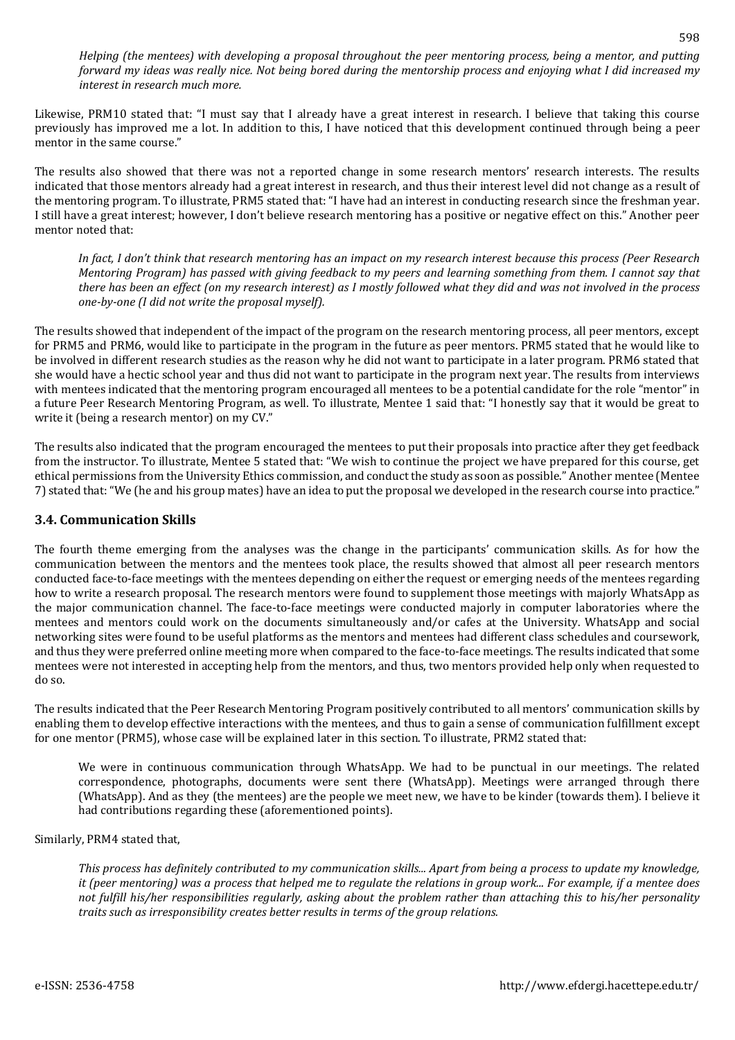*Helping (the mentees) with developing a proposal throughout the peer mentoring process, being a mentor, and putting forward my ideas was really nice. Not being bored during the mentorship process and enjoying what I did increased my interest in research much more.*

Likewise, PRM10 stated that: "I must say that I already have a great interest in research. I believe that taking this course previously has improved me a lot. In addition to this, I have noticed that this development continued through being a peer mentor in the same course."

The results also showed that there was not a reported change in some research mentors' research interests. The results indicated that those mentors already had a great interest in research, and thus their interest level did not change as a result of the mentoring program. To illustrate, PRM5 stated that: "I have had an interest in conducting research since the freshman year. I still have a great interest; however, I don't believe research mentoring has a positive or negative effect on this." Another peer mentor noted that:

*In fact, I don't think that research mentoring has an impact on my research interest because this process (Peer Research Mentoring Program) has passed with giving feedback to my peers and learning something from them. I cannot say that there has been an effect (on my research interest) as I mostly followed what they did and was not involved in the process one-by-one (I did not write the proposal myself).*

The results showed that independent of the impact of the program on the research mentoring process, all peer mentors, except for PRM5 and PRM6, would like to participate in the program in the future as peer mentors. PRM5 stated that he would like to be involved in different research studies as the reason why he did not want to participate in a later program. PRM6 stated that she would have a hectic school year and thus did not want to participate in the program next year. The results from interviews with mentees indicated that the mentoring program encouraged all mentees to be a potential candidate for the role "mentor" in a future Peer Research Mentoring Program, as well. To illustrate, Mentee 1 said that: "I honestly say that it would be great to write it (being a research mentor) on my CV."

The results also indicated that the program encouraged the mentees to put their proposals into practice after they get feedback from the instructor. To illustrate, Mentee 5 stated that: "We wish to continue the project we have prepared for this course, get ethical permissions from the University Ethics commission, and conduct the study as soon as possible." Another mentee (Mentee 7) stated that: "We (he and his group mates) have an idea to put the proposal we developed in the research course into practice."

### 3.4. Communication Skills

The fourth theme emerging from the analyses was the change in the participants' communication skills. As for how the communication between the mentors and the mentees took place, the results showed that almost all peer research mentors conducted face-to-face meetings with the mentees depending on either the request or emerging needs of the mentees regarding how to write a research proposal. The research mentors were found to supplement those meetings with majorly WhatsApp as the major communication channel. The face-to-face meetings were conducted majorly in computer laboratories where the mentees and mentors could work on the documents simultaneously and/or cafes at the University. WhatsApp and social networking sites were found to be useful platforms as the mentors and mentees had different class schedules and coursework, and thus they were preferred online meeting more when compared to the face-to-face meetings. The results indicated that some mentees were not interested in accepting help from the mentors, and thus, two mentors provided help only when requested to do so.

The results indicated that the Peer Research Mentoring Program positively contributed to all mentors' communication skills by enabling them to develop effective interactions with the mentees, and thus to gain a sense of communication fulfillment except for one mentor (PRM5), whose case will be explained later in this section. To illustrate, PRM2 stated that:

We were in continuous communication through WhatsApp. We had to be punctual in our meetings. The related correspondence, photographs, documents were sent there (WhatsApp). Meetings were arranged through there (WhatsApp). And as they (the mentees) are the people we meet new, we have to be kinder (towards them). I believe it had contributions regarding these (aforementioned points).

Similarly, PRM4 stated that,

*This process has definitely contributed to my communication skills... Apart from being a process to update my knowledge, it (peer mentoring) was a process that helped me to regulate the relations in group work... For example, if a mentee does not fulfill his/her responsibilities regularly, asking about the problem rather than attaching this to his/her personality traits such as irresponsibility creates better results in terms of the group relations.*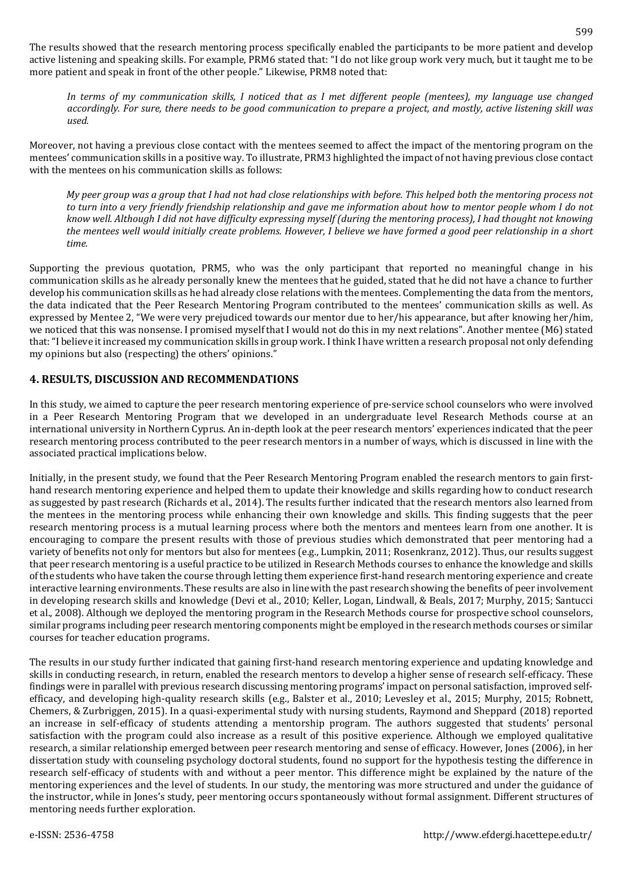The results showed that the research mentoring process specifically enabled the participants to be more patient and develop active listening and speaking skills. For example, PRM6 stated that: "I do not like group work very much, but it taught me to be more patient and speak in front of the other people." Likewise, PRM8 noted that:

*In terms of my communication skills, I noticed that as I met different people (mentees), my language use changed accordingly. For sure, there needs to be good communication to prepare a project, and mostly, active listening skill was used.*

Moreover, not having a previous close contact with the mentees seemed to affect the impact of the mentoring program on the mentees' communication skills in a positive way. To illustrate, PRM3 highlighted the impact of not having previous close contact with the mentees on his communication skills as follows:

*My peer group was a group that I had not had close relationships with before. This helped both the mentoring process not to turn into a very friendly friendship relationship and gave me information about how to mentor people whom I do not know well. Although I did not have difficulty expressing myself (during the mentoring process), I had thought not knowing the mentees well would initially create problems. However, I believe we have formed a good peer relationship in a short time.*

Supporting the previous quotation, PRM5, who was the only participant that reported no meaningful change in his communication skills as he already personally knew the mentees that he guided, stated that he did not have a chance to further develop his communication skills as he had already close relations with the mentees. Complementing the data from the mentors, the data indicated that the Peer Research Mentoring Program contributed to the mentees' communication skills as well. As expressed by Mentee 2, "We were very prejudiced towards our mentor due to her/his appearance, but after knowing her/him, we noticed that this was nonsense. I promised myself that I would not do this in my next relations". Another mentee (M6) stated that: "I believe it increased my communication skills in group work. I think I have written a research proposal not only defending my opinions but also (respecting) the others' opinions."

## 4. RESULTS, DISCUSSION AND RECOMMENDATIONS

In this study, we aimed to capture the peer research mentoring experience of pre-service school counselors who were involved in a Peer Research Mentoring Program that we developed in an undergraduate level Research Methods course at an international university in Northern Cyprus. An in-depth look at the peer research mentors' experiences indicated that the peer research mentoring process contributed to the peer research mentors in a number of ways, which is discussed in line with the associated practical implications below.

Initially, in the present study, we found that the Peer Research Mentoring Program enabled the research mentors to gain first-hand research mentoring experience and helped them to update their knowledge and skills regarding how to conduct research as suggested by past research (Richards et al., 2014). The results further indicated that the research mentors also learned from the mentees in the mentoring process while enhancing their own knowledge and skills. This finding suggests that the peer research mentoring process is a mutual learning process where both the mentors and mentees learn from one another. It is encouraging to compare the present results with those of previous studies which demonstrated that peer mentoring had a variety of benefits not only for mentors but also for mentees (e.g., Lumpkin, 2011; Rosenkranz, 2012). Thus, our results suggest that peer research mentoring is a useful practice to be utilized in Research Methods courses to enhance the knowledge and skills of the students who have taken the course through letting them experience first-hand research mentoring experience and create interactive learning environments. These results are also in line with the past research showing the benefits of peer involvement in developing research skills and knowledge (Devi et al., 2010; Keller, Logan, Lindwall, & Beals, 2017; Murphy, 2015; Santucci et al., 2008). Although we deployed the mentoring program in the Research Methods course for prospective school counselors, similar programs including peer research mentoring components might be employed in the research methods courses or similar courses for teacher education programs.

The results in our study further indicated that gaining first-hand research mentoring experience and updating knowledge and skills in conducting research, in return, enabled the research mentors to develop a higher sense of research self-efficacy. These findings were in parallel with previous research discussing mentoring programs' impact on personal satisfaction, improved self-efficacy, and developing high-quality research skills (e.g., Balster et al., 2010; Levesley et al., 2015; Murphy, 2015; Robnett, Chemers, & Zurbriggen, 2015). In a quasi-experimental study with nursing students, Raymond and Sheppard (2018) reported an increase in self-efficacy of students attending a mentorship program. The authors suggested that students' personal satisfaction with the program could also increase as a result of this positive experience. Although we employed qualitative research, a similar relationship emerged between peer research mentoring and sense of efficacy. However, Jones (2006), in her dissertation study with counseling psychology doctoral students, found no support for the hypothesis testing the difference in research self-efficacy of students with and without a peer mentor. This difference might be explained by the nature of the mentoring experiences and the level of students. In our study, the mentoring was more structured and under the guidance of the instructor, while in Jones's study, peer mentoring occurs spontaneously without formal assignment. Different structures of mentoring needs further exploration.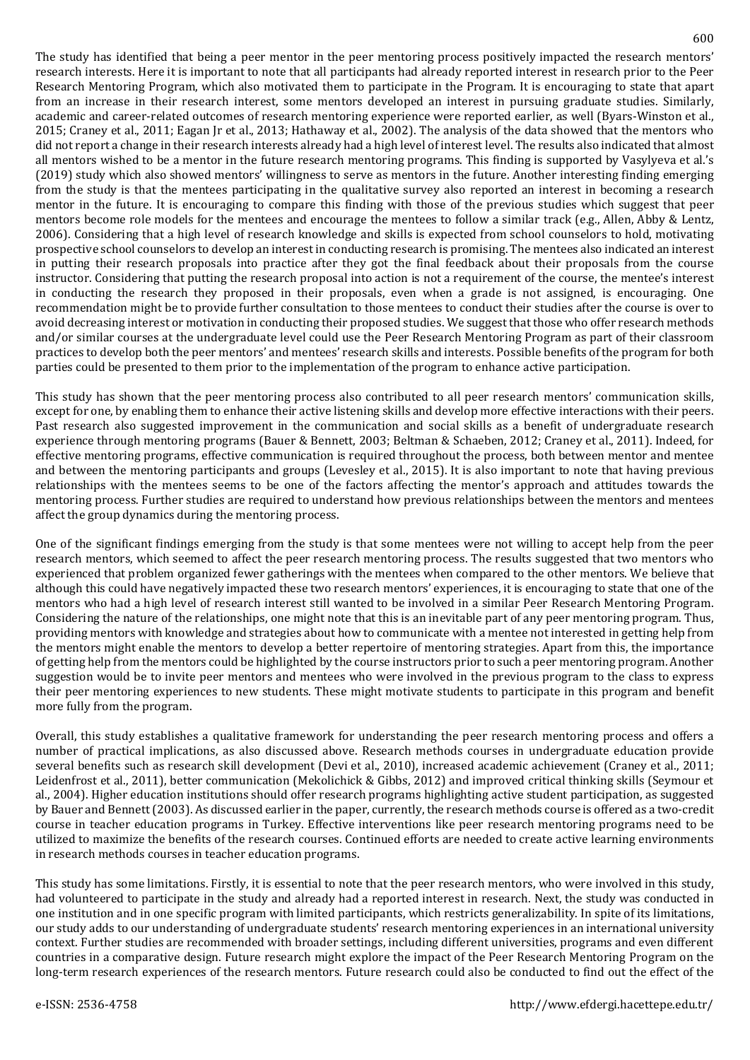The study has identified that being a peer mentor in the peer mentoring process positively impacted the research mentors' research interests. Here it is important to note that all participants had already reported interest in research prior to the Peer Research Mentoring Program, which also motivated them to participate in the Program. It is encouraging to state that apart from an increase in their research interest, some mentors developed an interest in pursuing graduate studies. Similarly, academic and career-related outcomes of research mentoring experience were reported earlier, as well (Byars-Winston et al., 2015; Craney et al., 2011; Eagan Jr et al., 2013; Hathaway et al., 2002). The analysis of the data showed that the mentors who did not report a change in their research interests already had a high level of interest level. The results also indicated that almost all mentors wished to be a mentor in the future research mentoring programs. This finding is supported by Vasylyeva et al.'s (2019) study which also showed mentors' willingness to serve as mentors in the future. Another interesting finding emerging from the study is that the mentees participating in the qualitative survey also reported an interest in becoming a research mentor in the future. It is encouraging to compare this finding with those of the previous studies which suggest that peer mentors become role models for the mentees and encourage the mentees to follow a similar track (e.g., Allen, Abby & Lentz, 2006). Considering that a high level of research knowledge and skills is expected from school counselors to hold, motivating prospective school counselors to develop an interest in conducting research is promising. The mentees also indicated an interest in putting their research proposals into practice after they got the final feedback about their proposals from the course instructor. Considering that putting the research proposal into action is not a requirement of the course, the mentee's interest in conducting the research they proposed in their proposals, even when a grade is not assigned, is encouraging. One recommendation might be to provide further consultation to those mentees to conduct their studies after the course is over to avoid decreasing interest or motivation in conducting their proposed studies. We suggest that those who offer research methods and/or similar courses at the undergraduate level could use the Peer Research Mentoring Program as part of their classroom practices to develop both the peer mentors' and mentees' research skills and interests. Possible benefits of the program for both parties could be presented to them prior to the implementation of the program to enhance active participation.

This study has shown that the peer mentoring process also contributed to all peer research mentors' communication skills, except for one, by enabling them to enhance their active listening skills and develop more effective interactions with their peers. Past research also suggested improvement in the communication and social skills as a benefit of undergraduate research experience through mentoring programs (Bauer & Bennett, 2003; Beltman & Schaeben, 2012; Craney et al., 2011). Indeed, for effective mentoring programs, effective communication is required throughout the process, both between mentor and mentee and between the mentoring participants and groups (Levesley et al., 2015). It is also important to note that having previous relationships with the mentees seems to be one of the factors affecting the mentor's approach and attitudes towards the mentoring process. Further studies are required to understand how previous relationships between the mentors and mentees affect the group dynamics during the mentoring process.

One of the significant findings emerging from the study is that some mentees were not willing to accept help from the peer research mentors, which seemed to affect the peer research mentoring process. The results suggested that two mentors who experienced that problem organized fewer gatherings with the mentees when compared to the other mentors. We believe that although this could have negatively impacted these two research mentors' experiences, it is encouraging to state that one of the mentors who had a high level of research interest still wanted to be involved in a similar Peer Research Mentoring Program. Considering the nature of the relationships, one might note that this is an inevitable part of any peer mentoring program. Thus, providing mentors with knowledge and strategies about how to communicate with a mentee not interested in getting help from the mentors might enable the mentors to develop a better repertoire of mentoring strategies. Apart from this, the importance of getting help from the mentors could be highlighted by the course instructors prior to such a peer mentoring program. Another suggestion would be to invite peer mentors and mentees who were involved in the previous program to the class to express their peer mentoring experiences to new students. These might motivate students to participate in this program and benefit more fully from the program.

Overall, this study establishes a qualitative framework for understanding the peer research mentoring process and offers a number of practical implications, as also discussed above. Research methods courses in undergraduate education provide several benefits such as research skill development (Devi et al., 2010), increased academic achievement (Craney et al., 2011; Leidenfrost et al., 2011), better communication (Mekolichick & Gibbs, 2012) and improved critical thinking skills (Seymour et al., 2004). Higher education institutions should offer research programs highlighting active student participation, as suggested by Bauer and Bennett (2003). As discussed earlier in the paper, currently, the research methods course is offered as a two-credit course in teacher education programs in Turkey. Effective interventions like peer research mentoring programs need to be utilized to maximize the benefits of the research courses. Continued efforts are needed to create active learning environments in research methods courses in teacher education programs.

This study has some limitations. Firstly, it is essential to note that the peer research mentors, who were involved in this study, had volunteered to participate in the study and already had a reported interest in research. Next, the study was conducted in one institution and in one specific program with limited participants, which restricts generalizability. In spite of its limitations, our study adds to our understanding of undergraduate students' research mentoring experiences in an international university context. Further studies are recommended with broader settings, including different universities, programs and even different countries in a comparative design. Future research might explore the impact of the Peer Research Mentoring Program on the long-term research experiences of the research mentors. Future research could also be conducted to find out the effect of the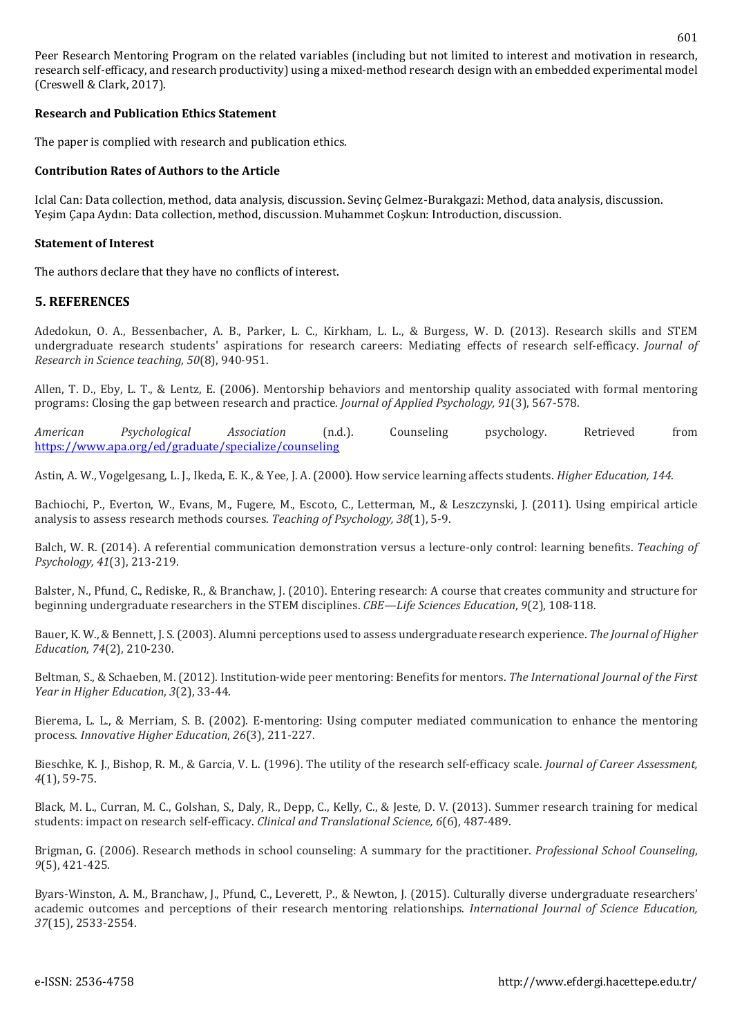Peer Research Mentoring Program on the related variables (including but not limited to interest and motivation in research, research self-efficacy, and research productivity) using a mixed-method research design with an embedded experimental model (Creswell & Clark, 2017).

**Research and Publication Ethics Statement**

The paper is complied with research and publication ethics.

**Contribution Rates of Authors to the Article**

Iclal Can: Data collection, method, data analysis, discussion. Sevinç Gelmez-Burakgazi: Method, data analysis, discussion. Yeşim Çapa Aydın: Data collection, method, discussion. Muhammet Coşkun: Introduction, discussion.

**Statement of Interest**

The authors declare that they have no conflicts of interest.

## 5. REFERENCES

Adedokun, O. A., Bessenbacher, A. B., Parker, L. C., Kirkham, L. L., & Burgess, W. D. (2013). Research skills and STEM undergraduate research students' aspirations for research careers: Mediating effects of research self-efficacy. *Journal of Research in Science teaching, 50*(8), 940-951.

Allen, T. D., Eby, L. T., & Lentz, E. (2006). Mentorship behaviors and mentorship quality associated with formal mentoring programs: Closing the gap between research and practice. *Journal of Applied Psychology, 91*(3), 567-578.

*American Psychological Association* (n.d.). Counseling psychology. Retrieved from https://www.apa.org/ed/graduate/specialize/counseling

Astin, A. W., Vogelgesang, L. J., Ikeda, E. K., & Yee, J. A. (2000). How service learning affects students. *Higher Education, 144.*

Bachiochi, P., Everton, W., Evans, M., Fugere, M., Escoto, C., Letterman, M., & Leszczynski, J. (2011). Using empirical article analysis to assess research methods courses. *Teaching of Psychology, 38*(1), 5-9.

Balch, W. R. (2014). A referential communication demonstration versus a lecture-only control: learning benefits. *Teaching of Psychology, 41*(3), 213-219.

Balster, N., Pfund, C., Rediske, R., & Branchaw, J. (2010). Entering research: A course that creates community and structure for beginning undergraduate researchers in the STEM disciplines. *CBE—Life Sciences Education*, *9*(2), 108-118.

Bauer, K. W., & Bennett, J. S. (2003). Alumni perceptions used to assess undergraduate research experience. *The Journal of Higher Education*, *74*(2), 210-230.

Beltman, S., & Schaeben, M. (2012). Institution-wide peer mentoring: Benefits for mentors. *The International Journal of the First Year in Higher Education*, *3*(2), 33-44.

Bierema, L. L., & Merriam, S. B. (2002). E-mentoring: Using computer mediated communication to enhance the mentoring process. *Innovative Higher Education*, *26*(3), 211-227.

Bieschke, K. J., Bishop, R. M., & Garcia, V. L. (1996). The utility of the research self-efficacy scale. *Journal of Career Assessment, 4*(1), 59-75.

Black, M. L., Curran, M. C., Golshan, S., Daly, R., Depp, C., Kelly, C., & Jeste, D. V. (2013). Summer research training for medical students: impact on research self-efficacy. *Clinical and Translational Science, 6*(6), 487-489.

Brigman, G. (2006). Research methods in school counseling: A summary for the practitioner. *Professional School Counseling*, *9*(5), 421-425.

Byars-Winston, A. M., Branchaw, J., Pfund, C., Leverett, P., & Newton, J. (2015). Culturally diverse undergraduate researchers' academic outcomes and perceptions of their research mentoring relationships. *International Journal of Science Education, 37*(15), 2533-2554.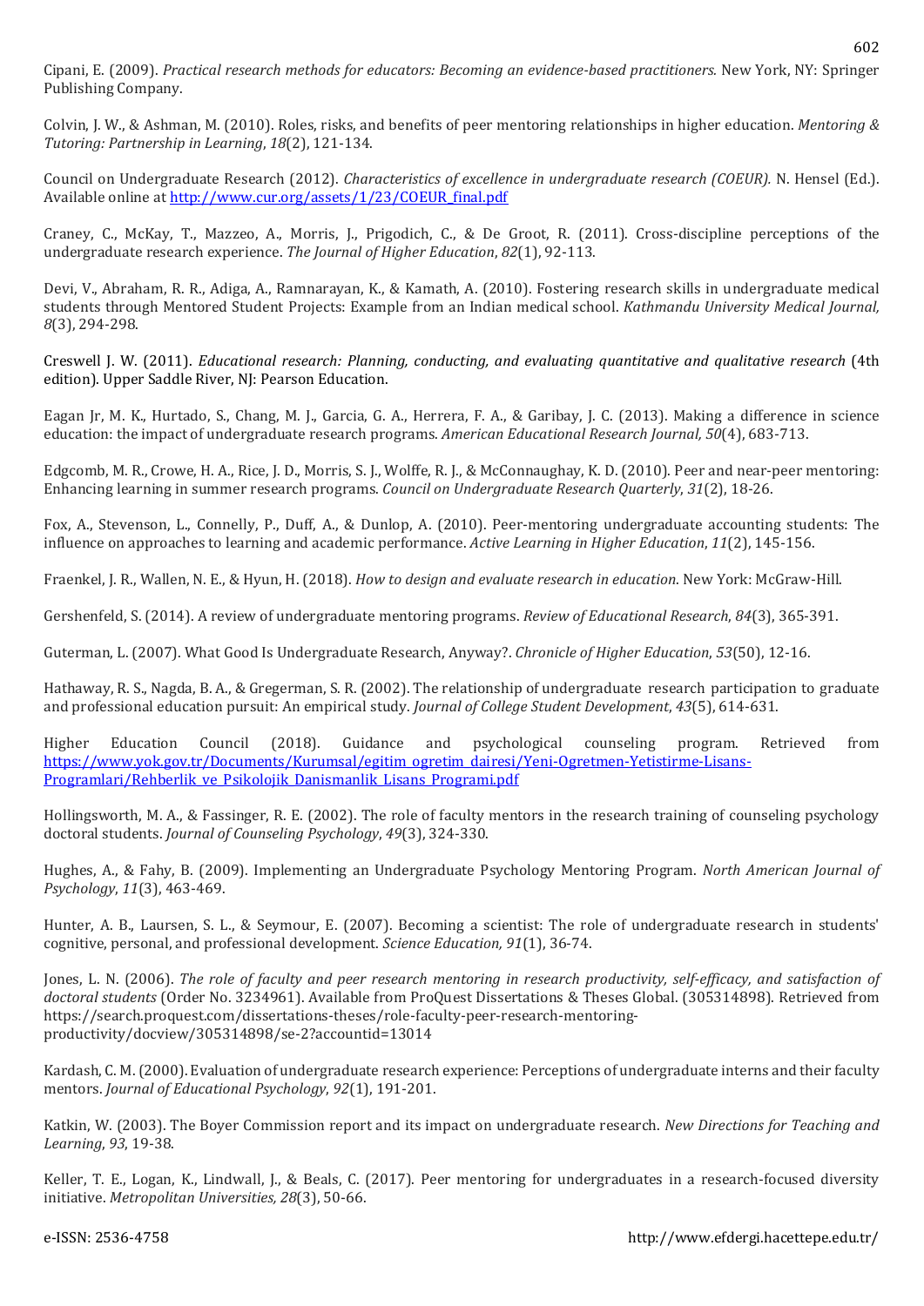Cipani, E. (2009). *Practical research methods for educators: Becoming an evidence-based practitioners.* New York, NY: Springer Publishing Company.

Colvin, J. W., & Ashman, M. (2010). Roles, risks, and benefits of peer mentoring relationships in higher education. *Mentoring & Tutoring: Partnership in Learning*, *18*(2), 121-134.

Council on Undergraduate Research (2012). *Characteristics of excellence in undergraduate research (COEUR).* N. Hensel (Ed.). Available online at http://www.cur.org/assets/1/23/COEUR_final.pdf

Craney, C., McKay, T., Mazzeo, A., Morris, J., Prigodich, C., & De Groot, R. (2011). Cross-discipline perceptions of the undergraduate research experience. *The Journal of Higher Education*, *82*(1), 92-113.

Devi, V., Abraham, R. R., Adiga, A., Ramnarayan, K., & Kamath, A. (2010). Fostering research skills in undergraduate medical students through Mentored Student Projects: Example from an Indian medical school. *Kathmandu University Medical Journal, 8*(3), 294-298.

Creswell J. W. (2011). *Educational research: Planning, conducting, and evaluating quantitative and qualitative research* (4th edition). Upper Saddle River, NJ: Pearson Education.

Eagan Jr, M. K., Hurtado, S., Chang, M. J., Garcia, G. A., Herrera, F. A., & Garibay, J. C. (2013). Making a difference in science education: the impact of undergraduate research programs. *American Educational Research Journal, 50*(4), 683-713.

Edgcomb, M. R., Crowe, H. A., Rice, J. D., Morris, S. J., Wolffe, R. J., & McConnaughay, K. D. (2010). Peer and near-peer mentoring: Enhancing learning in summer research programs. *Council on Undergraduate Research Quarterly*, *31*(2), 18-26.

Fox, A., Stevenson, L., Connelly, P., Duff, A., & Dunlop, A. (2010). Peer-mentoring undergraduate accounting students: The influence on approaches to learning and academic performance. *Active Learning in Higher Education*, *11*(2), 145-156.

Fraenkel, J. R., Wallen, N. E., & Hyun, H. (2018). *How to design and evaluate research in education*. New York: McGraw-Hill.

Gershenfeld, S. (2014). A review of undergraduate mentoring programs. *Review of Educational Research*, *84*(3), 365-391.

Guterman, L. (2007). What Good Is Undergraduate Research, Anyway?. *Chronicle of Higher Education*, *53*(50), 12-16.

Hathaway, R. S., Nagda, B. A., & Gregerman, S. R. (2002). The relationship of undergraduate research participation to graduate and professional education pursuit: An empirical study. *Journal of College Student Development*, *43*(5), 614-631.

Higher Education Council (2018). Guidance and psychological counseling program. Retrieved from https://www.yok.gov.tr/Documents/Kurumsal/egitim_ogretim_dairesi/Yeni-Ogretmen-Yetistirme-Lisans-Programlari/Rehberlik_ve_Psikolojik_Danismanlik_Lisans_Programi.pdf

Hollingsworth, M. A., & Fassinger, R. E. (2002). The role of faculty mentors in the research training of counseling psychology doctoral students. *Journal of Counseling Psychology*, *49*(3), 324-330.

Hughes, A., & Fahy, B. (2009). Implementing an Undergraduate Psychology Mentoring Program. *North American Journal of Psychology*, *11*(3), 463-469.

Hunter, A. B., Laursen, S. L., & Seymour, E. (2007). Becoming a scientist: The role of undergraduate research in students' cognitive, personal, and professional development. *Science Education, 91*(1), 36-74.

Jones, L. N. (2006). *The role of faculty and peer research mentoring in research productivity, self-efficacy, and satisfaction of doctoral students* (Order No. 3234961). Available from ProQuest Dissertations & Theses Global. (305314898). Retrieved from https://search.proquest.com/dissertations-theses/role-faculty-peer-research-mentoring-productivity/docview/305314898/se-2?accountid=13014

Kardash, C. M. (2000). Evaluation of undergraduate research experience: Perceptions of undergraduate interns and their faculty mentors. *Journal of Educational Psychology*, *92*(1), 191-201.

Katkin, W. (2003). The Boyer Commission report and its impact on undergraduate research. *New Directions for Teaching and Learning*, *93*, 19-38.

Keller, T. E., Logan, K., Lindwall, J., & Beals, C. (2017). Peer mentoring for undergraduates in a research-focused diversity initiative. *Metropolitan Universities, 28*(3), 50-66.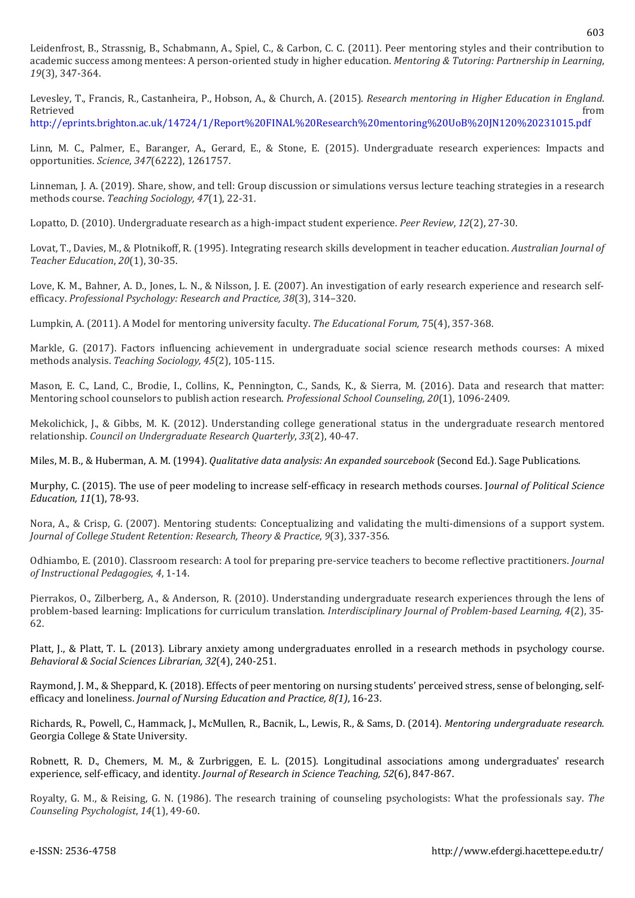Leidenfrost, B., Strassnig, B., Schabmann, A., Spiel, C., & Carbon, C. C. (2011). Peer mentoring styles and their contribution to academic success among mentees: A person-oriented study in higher education. *Mentoring & Tutoring: Partnership in Learning*, *19*(3), 347-364.

Levesley, T., Francis, R., Castanheira, P., Hobson, A., & Church, A. (2015). *Research mentoring in Higher Education in England*. Retrieved from http://eprints.brighton.ac.uk/14724/1/Report%20FINAL%20Research%20mentoring%20UoB%20JN120%20231015.pdf

Linn, M. C., Palmer, E., Baranger, A., Gerard, E., & Stone, E. (2015). Undergraduate research experiences: Impacts and opportunities. *Science*, *347*(6222), 1261757.

Linneman, J. A. (2019). Share, show, and tell: Group discussion or simulations versus lecture teaching strategies in a research methods course. *Teaching Sociology, 47*(1), 22-31.

Lopatto, D. (2010). Undergraduate research as a high-impact student experience. *Peer Review*, *12*(2), 27-30.

Lovat, T., Davies, M., & Plotnikoff, R. (1995). Integrating research skills development in teacher education. *Australian Journal of Teacher Education*, *20*(1), 30-35.

Love, K. M., Bahner, A. D., Jones, L. N., & Nilsson, J. E. (2007). An investigation of early research experience and research self-efficacy. *Professional Psychology: Research and Practice, 38*(3), 314–320.

Lumpkin, A. (2011). A Model for mentoring university faculty. *The Educational Forum,* 75(4), 357-368.

Markle, G. (2017). Factors influencing achievement in undergraduate social science research methods courses: A mixed methods analysis. *Teaching Sociology, 45*(2), 105-115.

Mason, E. C., Land, C., Brodie, I., Collins, K., Pennington, C., Sands, K., & Sierra, M. (2016). Data and research that matter: Mentoring school counselors to publish action research. *Professional School Counseling, 20*(1), 1096-2409.

Mekolichick, J., & Gibbs, M. K. (2012). Understanding college generational status in the undergraduate research mentored relationship. *Council on Undergraduate Research Quarterly*, *33*(2), 40-47.

Miles, M. B., & Huberman, A. M. (1994). *Qualitative data analysis: An expanded sourcebook* (Second Ed.). Sage Publications.

Murphy, C. (2015). The use of peer modeling to increase self-efficacy in research methods courses. J*ournal of Political Science Education, 11*(1), 78-93.

Nora, A., & Crisp, G. (2007). Mentoring students: Conceptualizing and validating the multi-dimensions of a support system. *Journal of College Student Retention: Research, Theory & Practice*, *9*(3), 337-356.

Odhiambo, E. (2010). Classroom research: A tool for preparing pre-service teachers to become reflective practitioners. *Journal of Instructional Pedagogies*, *4*, 1-14.

Pierrakos, O., Zilberberg, A., & Anderson, R. (2010). Understanding undergraduate research experiences through the lens of problem-based learning: Implications for curriculum translation. *Interdisciplinary Journal of Problem-based Learning, 4*(2), 35-62.

Platt, J., & Platt, T. L. (2013). Library anxiety among undergraduates enrolled in a research methods in psychology course. *Behavioral & Social Sciences Librarian, 32*(4), 240-251.

Raymond, J. M., & Sheppard, K. (2018). Effects of peer mentoring on nursing students' perceived stress, sense of belonging, self-efficacy and loneliness. *Journal of Nursing Education and Practice, 8(1)*, 16-23.

Richards, R., Powell, C., Hammack, J., McMullen, R., Bacnik, L., Lewis, R., & Sams, D. (2014). *Mentoring undergraduate research.* Georgia College & State University.

Robnett, R. D., Chemers, M. M., & Zurbriggen, E. L. (2015). Longitudinal associations among undergraduates' research experience, self-efficacy, and identity. *Journal of Research in Science Teaching, 52*(6), 847-867.

Royalty, G. M., & Reising, G. N. (1986). The research training of counseling psychologists: What the professionals say. *The Counseling Psychologist*, *14*(1), 49-60.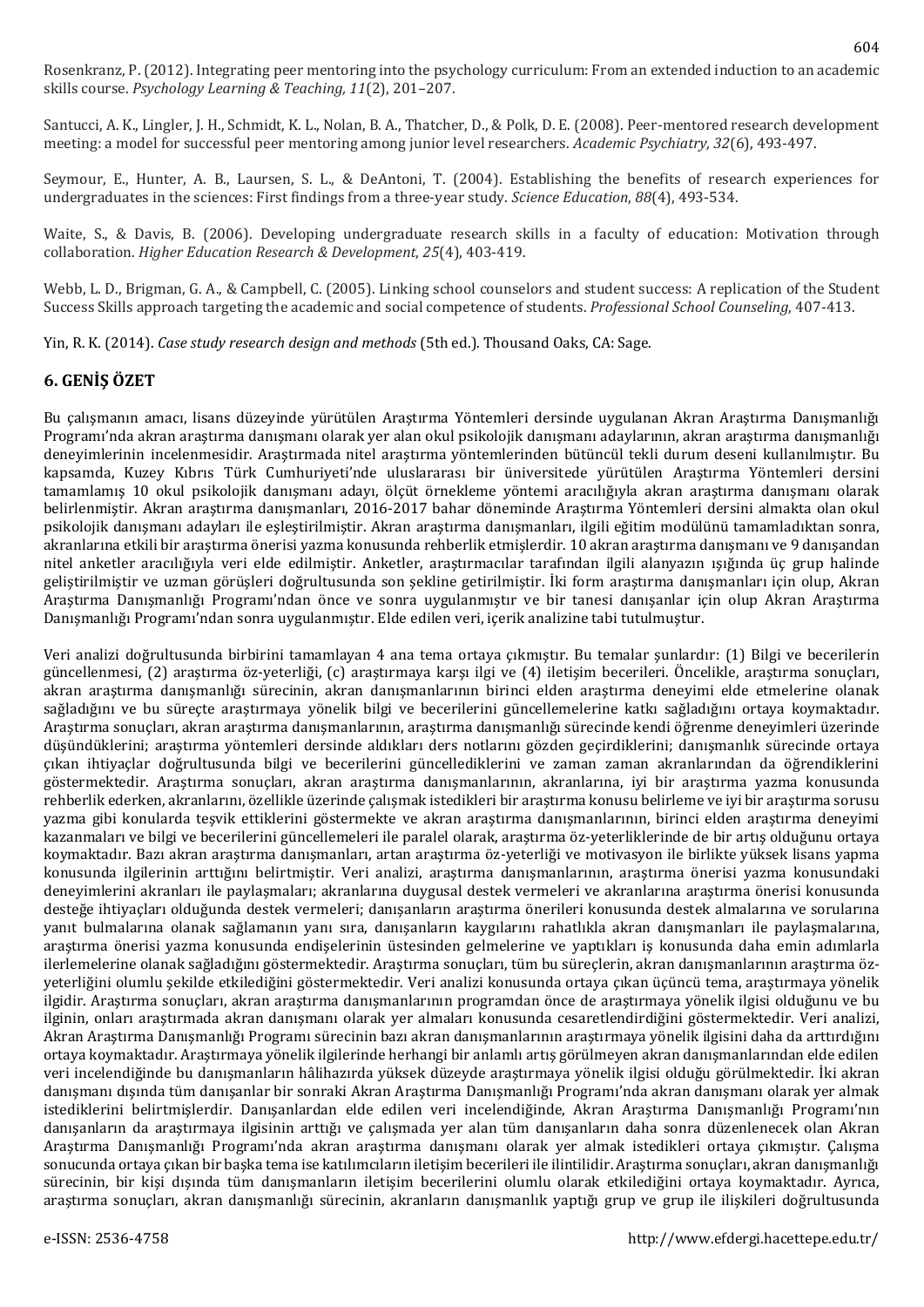Rosenkranz, P. (2012). Integrating peer mentoring into the psychology curriculum: From an extended induction to an academic skills course. *Psychology Learning & Teaching, 11*(2), 201–207.

Santucci, A. K., Lingler, J. H., Schmidt, K. L., Nolan, B. A., Thatcher, D., & Polk, D. E. (2008). Peer-mentored research development meeting: a model for successful peer mentoring among junior level researchers. *Academic Psychiatry*, *32*(6), 493-497.

Seymour, E., Hunter, A. B., Laursen, S. L., & DeAntoni, T. (2004). Establishing the benefits of research experiences for undergraduates in the sciences: First findings from a three-year study. *Science Education*, *88*(4), 493-534.

Waite, S., & Davis, B. (2006). Developing undergraduate research skills in a faculty of education: Motivation through collaboration. *Higher Education Research & Development*, *25*(4), 403-419.

Webb, L. D., Brigman, G. A., & Campbell, C. (2005). Linking school counselors and student success: A replication of the Student Success Skills approach targeting the academic and social competence of students. *Professional School Counseling*, 407-413.

Yin, R. K. (2014). *Case study research design and methods* (5th ed.). Thousand Oaks, CA: Sage.

## 6. GENİŞ ÖZET

Bu çalışmanın amacı, lisans düzeyinde yürütülen Araştırma Yöntemleri dersinde uygulanan Akran Araştırma Danışmanlığı Programı'nda akran araştırma danışmanı olarak yer alan okul psikolojik danışmanı adaylarının, akran araştırma danışmanlığı deneyimlerinin incelenmesidir. Araştırmada nitel araştırma yöntemlerinden bütüncül tekli durum deseni kullanılmıştır. Bu kapsamda, Kuzey Kıbrıs Türk Cumhuriyeti'nde uluslararası bir üniversitede yürütülen Araştırma Yöntemleri dersini tamamlamış 10 okul psikolojik danışmanı adayı, ölçüt örnekleme yöntemi aracılığıyla akran araştırma danışmanı olarak belirlenmiştir. Akran araştırma danışmanları, 2016-2017 bahar döneminde Araştırma Yöntemleri dersini almakta olan okul psikolojik danışmanı adayları ile eşleştirilmiştir. Akran araştırma danışmanları, ilgili eğitim modülünü tamamladıktan sonra, akranlarına etkili bir araştırma önerisi yazma konusunda rehberlik etmişlerdir. 10 akran araştırma danışmanı ve 9 danışandan nitel anketler aracılığıyla veri elde edilmiştir. Anketler, araştırmacılar tarafından ilgili alanyazın ışığında üç grup halinde geliştirilmiştir ve uzman görüşleri doğrultusunda son şekline getirilmiştir. İki form araştırma danışmanları için olup, Akran Araştırma Danışmanlığı Programı'ndan önce ve sonra uygulanmıştır ve bir tanesi danışanlar için olup Akran Araştırma Danışmanlığı Programı'ndan sonra uygulanmıştır. Elde edilen veri, içerik analizine tabi tutulmuştur.

Veri analizi doğrultusunda birbirini tamamlayan 4 ana tema ortaya çıkmıştır. Bu temalar şunlardır: (1) Bilgi ve becerilerin güncellenmesi, (2) araştırma öz-yeterliği, (c) araştırmaya karşı ilgi ve (4) iletişim becerileri. Öncelikle, araştırma sonuçları, akran araştırma danışmanlığı sürecinin, akran danışmanlarının birinci elden araştırma deneyimi elde etmelerine olanak sağladığını ve bu süreçte araştırmaya yönelik bilgi ve becerilerini güncellemelerine katkı sağladığını ortaya koymaktadır. Araştırma sonuçları, akran araştırma danışmanlarının, araştırma danışmanlığı sürecinde kendi öğrenme deneyimleri üzerinde düşündüklerini; araştırma yöntemleri dersinde aldıkları ders notlarını gözden geçirdiklerini; danışmanlık sürecinde ortaya çıkan ihtiyaçlar doğrultusunda bilgi ve becerilerini güncellediklerini ve zaman zaman akranlarından da öğrendiklerini göstermektedir. Araştırma sonuçları, akran araştırma danışmanlarının, akranlarına, iyi bir araştırma yazma konusunda rehberlik ederken, akranlarını, özellikle üzerinde çalışmak istedikleri bir araştırma konusu belirleme ve iyi bir araştırma sorusu yazma gibi konularda teşvik ettiklerini göstermekte ve akran araştırma danışmanlarının, birinci elden araştırma deneyimi kazanmaları ve bilgi ve becerilerini güncellemeleri ile paralel olarak, araştırma öz-yeterliklerinde de bir artış olduğunu ortaya koymaktadır. Bazı akran araştırma danışmanları, artan araştırma öz-yeterliği ve motivasyon ile birlikte yüksek lisans yapma konusunda ilgilerinin arttığını belirtmiştir. Veri analizi, araştırma danışmanlarının, araştırma önerisi yazma konusundaki deneyimlerini akranları ile paylaşmaları; akranlarına duygusal destek vermeleri ve akranlarına araştırma önerisi konusunda desteğe ihtiyaçları olduğunda destek vermeleri; danışanların araştırma önerileri konusunda destek almalarına ve sorularına yanıt bulmalarına olanak sağlamanın yanı sıra, danışanların kaygılarını rahatlıkla akran danışmanları ile paylaşmalarına, araştırma önerisi yazma konusunda endişelerinin üstesinden gelmelerine ve yaptıkları iş konusunda daha emin adımlarla ilerlemelerine olanak sağladığını göstermektedir. Araştırma sonuçları, tüm bu süreçlerin, akran danışmanlarının araştırma öz-yeterliğini olumlu şekilde etkilediğini göstermektedir. Veri analizi konusunda ortaya çıkan üçüncü tema, araştırmaya yönelik ilgidir. Araştırma sonuçları, akran araştırma danışmanlarının programdan önce de araştırmaya yönelik ilgisi olduğunu ve bu ilginin, onları araştırmada akran danışmanı olarak yer almaları konusunda cesaretlendirdiğini göstermektedir. Veri analizi, Akran Araştırma Danışmanlığı Programı sürecinin bazı akran danışmanlarının araştırmaya yönelik ilgisini daha da arttırdığını ortaya koymaktadır. Araştırmaya yönelik ilgilerinde herhangi bir anlamlı artış görülmeyen akran danışmanlarından elde edilen veri incelendiğinde bu danışmanların hâlihazırda yüksek düzeyde araştırmaya yönelik ilgisi olduğu görülmektedir. İki akran danışmanı dışında tüm danışanlar bir sonraki Akran Araştırma Danışmanlığı Programı'nda akran danışmanı olarak yer almak istediklerini belirtmişlerdir. Danışanlardan elde edilen veri incelendiğinde, Akran Araştırma Danışmanlığı Programı'nın danışanların da araştırmaya ilgisinin arttığı ve çalışmada yer alan tüm danışanların daha sonra düzenlenecek olan Akran Araştırma Danışmanlığı Programı'nda akran araştırma danışmanı olarak yer almak istedikleri ortaya çıkmıştır. Çalışma sonucunda ortaya çıkan bir başka tema ise katılımcıların iletişim becerileri ile ilintilidir. Araştırma sonuçları, akran danışmanlığı sürecinin, bir kişi dışında tüm danışmanların iletişim becerilerini olumlu olarak etkilediğini ortaya koymaktadır. Ayrıca, araştırma sonuçları, akran danışmanlığı sürecinin, akranların danışmanlık yaptığı grup ve grup ile ilişkileri doğrultusunda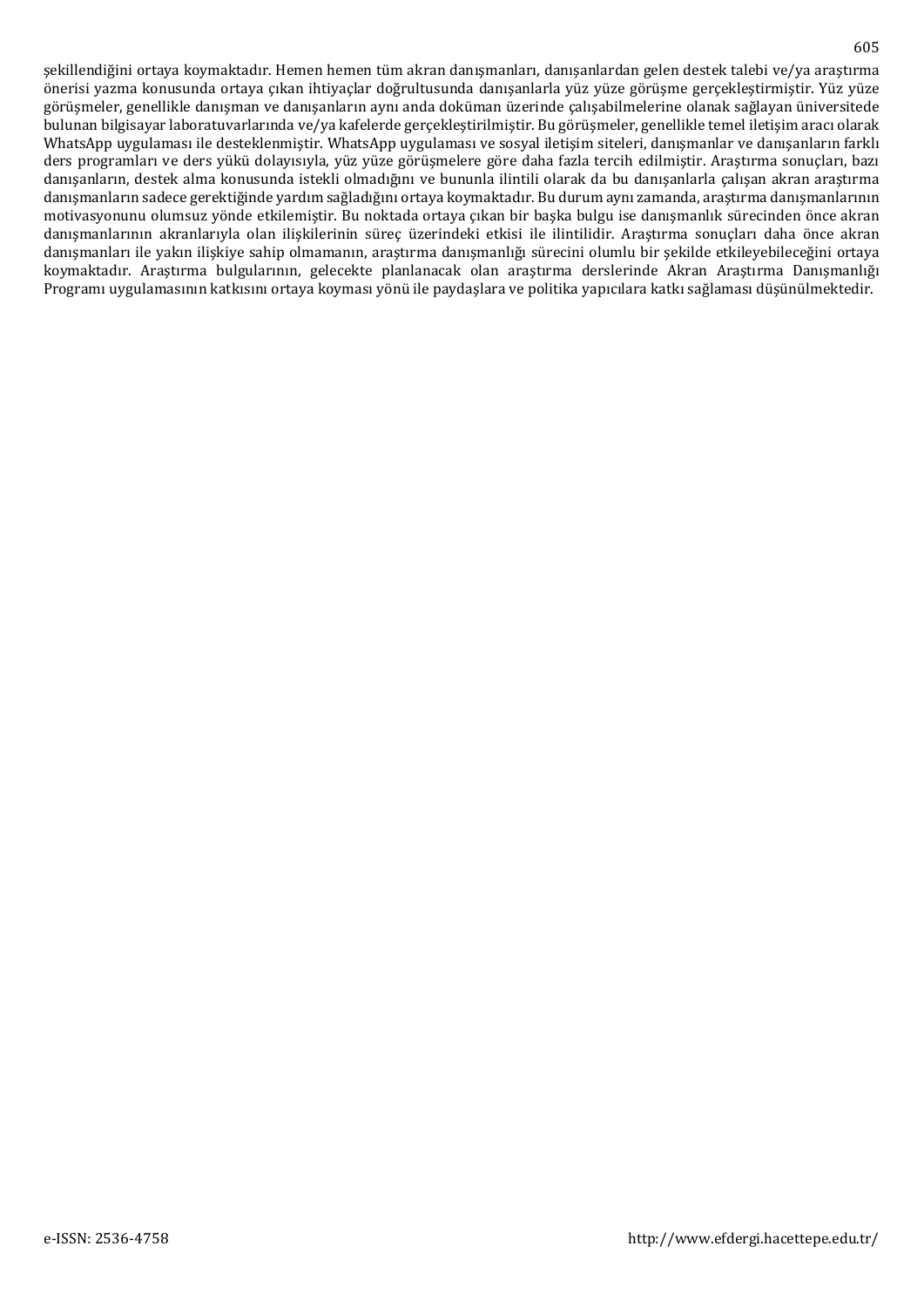şekillendiğini ortaya koymaktadır. Hemen hemen tüm akran danışmanları, danışanlardan gelen destek talebi ve/ya araştırma önerisi yazma konusunda ortaya çıkan ihtiyaçlar doğrultusunda danışanlarla yüz yüze görüşme gerçekleştirmiştir. Yüz yüze görüşmeler, genellikle danışman ve danışanların aynı anda doküman üzerinde çalışabilmelerine olanak sağlayan üniversitede bulunan bilgisayar laboratuvarlarında ve/ya kafelerde gerçekleştirilmiştir. Bu görüşmeler, genellikle temel iletişim aracı olarak WhatsApp uygulaması ile desteklenmiştir. WhatsApp uygulaması ve sosyal iletişim siteleri, danışmanlar ve danışanların farklı ders programları ve ders yükü dolayısıyla, yüz yüze görüşmelere göre daha fazla tercih edilmiştir. Araştırma sonuçları, bazı danışanların, destek alma konusunda istekli olmadığını ve bununla ilintili olarak da bu danışanlarla çalışan akran araştırma danışmanların sadece gerektiğinde yardım sağladığını ortaya koymaktadır. Bu durum aynı zamanda, araştırma danışmanlarının motivasyonunu olumsuz yönde etkilemiştir. Bu noktada ortaya çıkan bir başka bulgu ise danışmanlık sürecinden önce akran danışmanlarının akranlarıyla olan ilişkilerinin süreç üzerindeki etkisi ile ilintilidir. Araştırma sonuçları daha önce akran danışmanları ile yakın ilişkiye sahip olmamanın, araştırma danışmanlığı sürecini olumlu bir şekilde etkileyebileceğini ortaya koymaktadır. Araştırma bulgularının, gelecekte planlanacak olan araştırma derslerinde Akran Araştırma Danışmanlığı Programı uygulamasının katkısını ortaya koyması yönü ile paydaşlara ve politika yapıcılara katkı sağlaması düşünülmektedir.